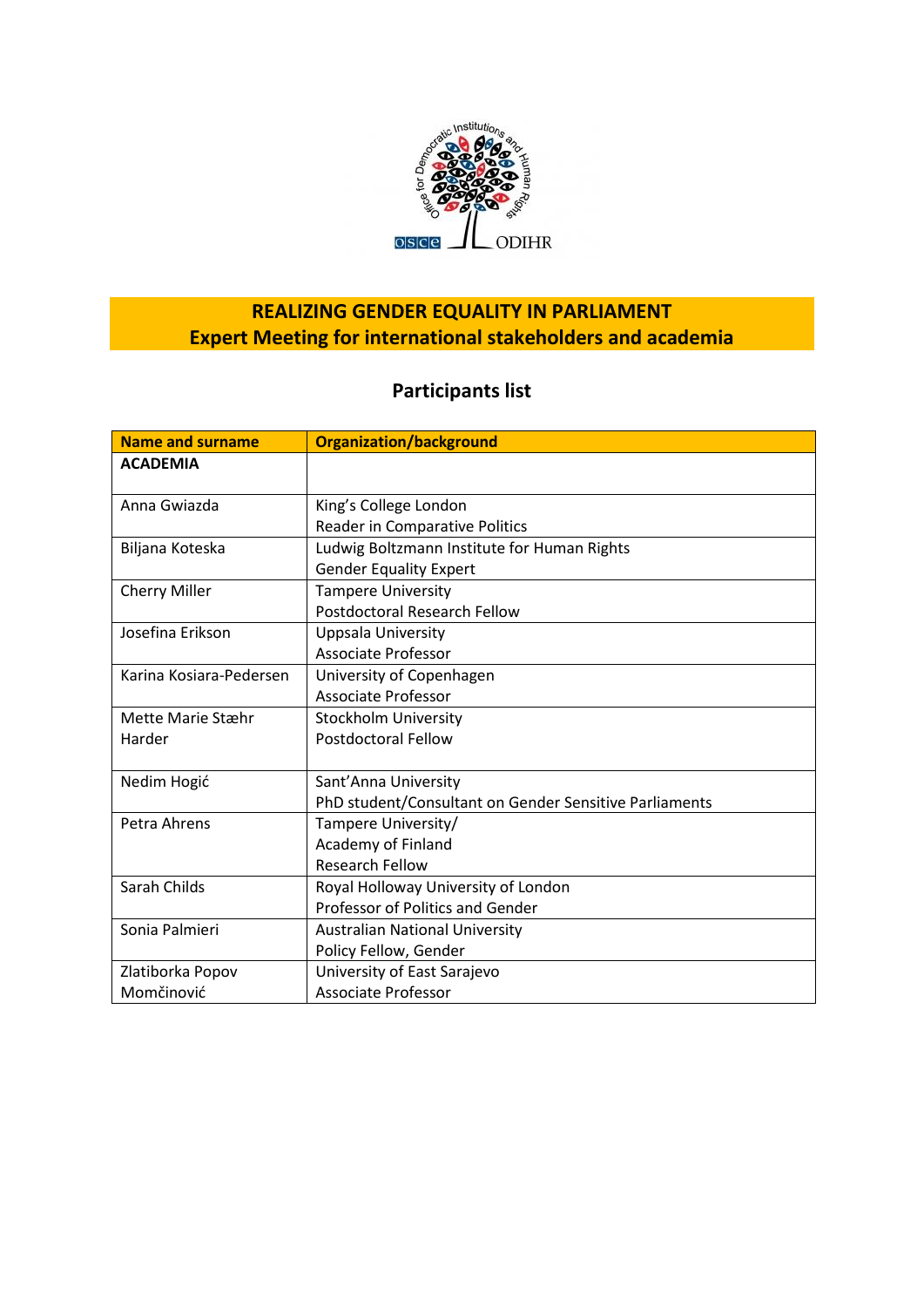# REALIZING GENDER EQUALITY IN PARLIAMENT
## Expert Meeting for international stakeholders and academia

## Participants list

| Name and surname | Organization/background |
|---|---|
| **ACADEMIA** | |
| Anna Gwiazda | King's College London<br>Reader in Comparative Politics |
| Biljana Koteska | Ludwig Boltzmann Institute for Human Rights<br>Gender Equality Expert |
| Cherry Miller | Tampere University<br>Postdoctoral Research Fellow |
| Josefina Erikson | Uppsala University<br>Associate Professor |
| Karina Kosiara-Pedersen | University of Copenhagen<br>Associate Professor |
| Mette Marie Stæhr Harder | Stockholm University<br>Postdoctoral Fellow |
| Nedim Hogić | Sant'Anna University<br>PhD student/Consultant on Gender Sensitive Parliaments |
| Petra Ahrens | Tampere University/<br>Academy of Finland<br>Research Fellow |
| Sarah Childs | Royal Holloway University of London<br>Professor of Politics and Gender |
| Sonia Palmieri | Australian National University<br>Policy Fellow, Gender |
| Zlatiborka Popov Momčinović | University of East Sarajevo<br>Associate Professor |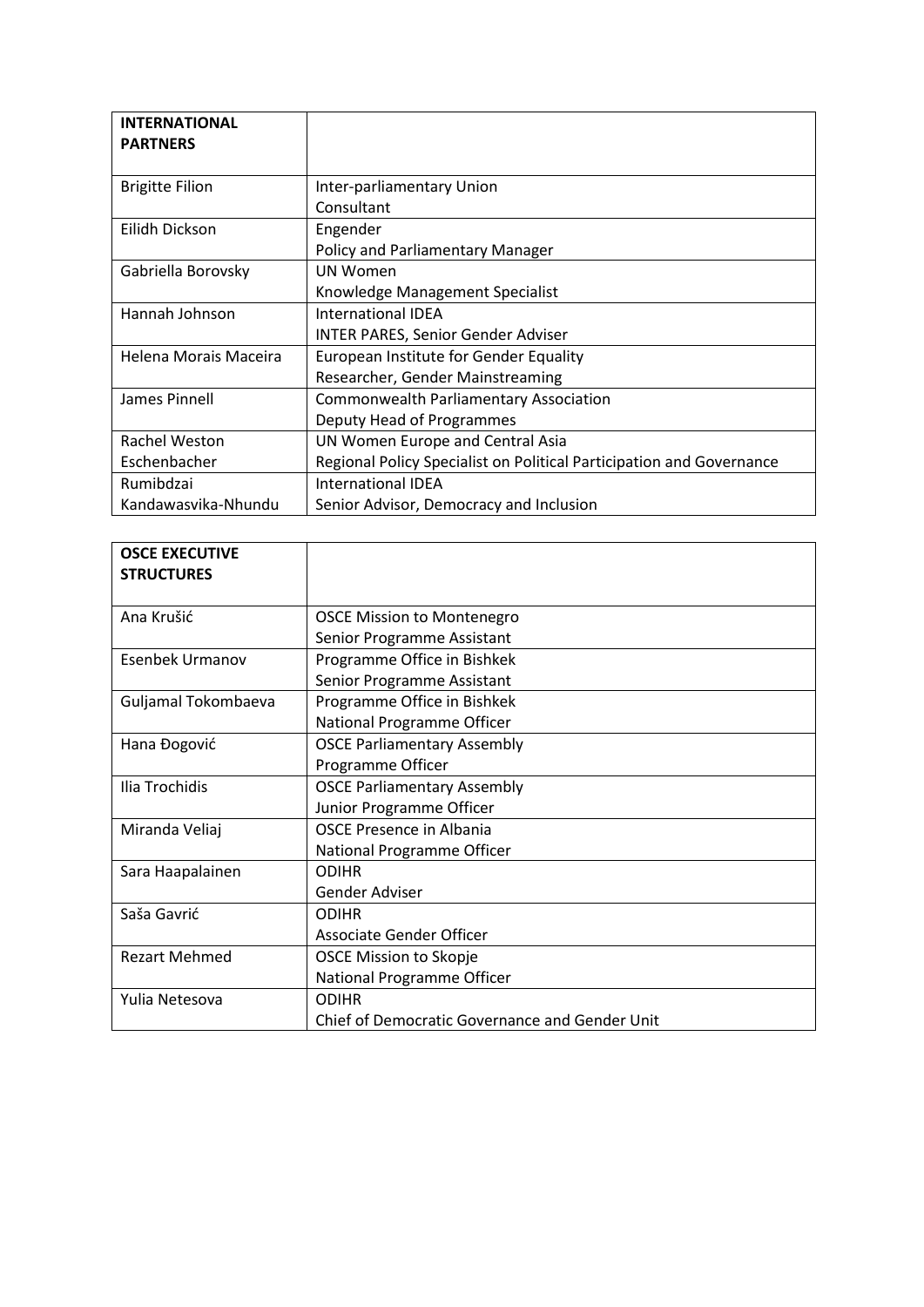| **INTERNATIONAL PARTNERS** | |
|---|---|
| Brigitte Filion | Inter-parliamentary Union<br>Consultant |
| Eilidh Dickson | Engender<br>Policy and Parliamentary Manager |
| Gabriella Borovsky | UN Women<br>Knowledge Management Specialist |
| Hannah Johnson | International IDEA<br>INTER PARES, Senior Gender Adviser |
| Helena Morais Maceira | European Institute for Gender Equality<br>Researcher, Gender Mainstreaming |
| James Pinnell | Commonwealth Parliamentary Association<br>Deputy Head of Programmes |
| Rachel Weston Eschenbacher | UN Women Europe and Central Asia<br>Regional Policy Specialist on Political Participation and Governance |
| Rumibdzai Kandawasvika-Nhundu | International IDEA<br>Senior Advisor, Democracy and Inclusion |

| **OSCE EXECUTIVE STRUCTURES** | |
|---|---|
| Ana Krušić | OSCE Mission to Montenegro<br>Senior Programme Assistant |
| Esenbek Urmanov | Programme Office in Bishkek<br>Senior Programme Assistant |
| Guljamal Tokombaeva | Programme Office in Bishkek<br>National Programme Officer |
| Hana Đogović | OSCE Parliamentary Assembly<br>Programme Officer |
| Ilia Trochidis | OSCE Parliamentary Assembly<br>Junior Programme Officer |
| Miranda Veliaj | OSCE Presence in Albania<br>National Programme Officer |
| Sara Haapalainen | ODIHR<br>Gender Adviser |
| Saša Gavrić | ODIHR<br>Associate Gender Officer |
| Rezart Mehmed | OSCE Mission to Skopje<br>National Programme Officer |
| Yulia Netesova | ODIHR<br>Chief of Democratic Governance and Gender Unit |